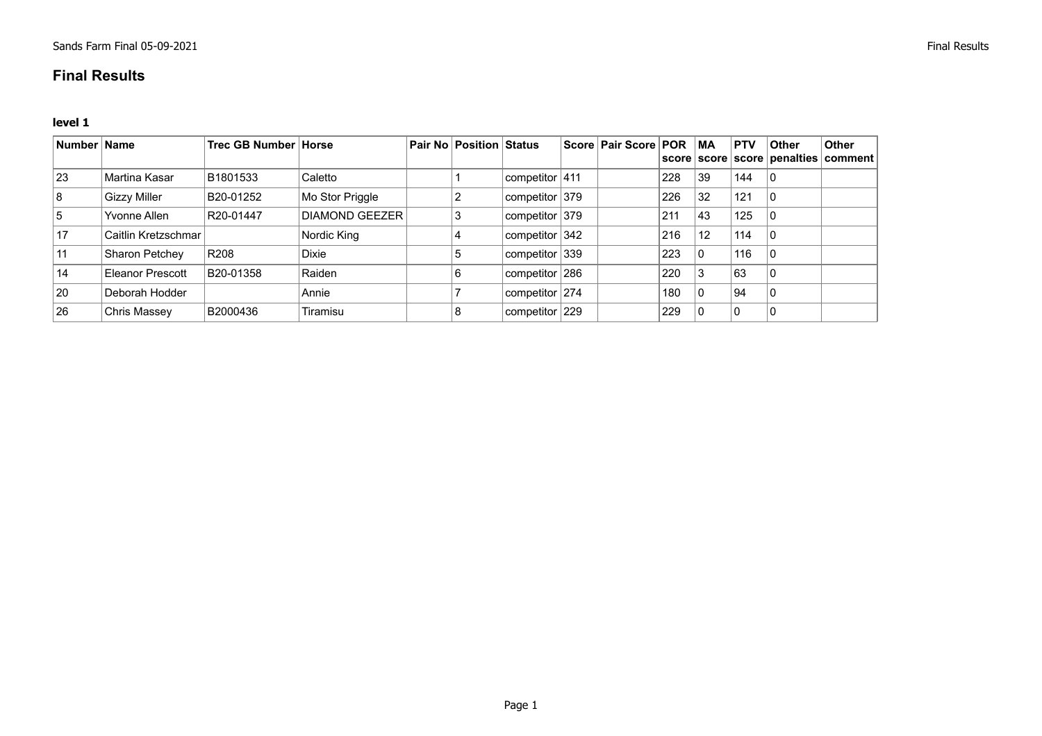# Final Results

### level 1

| Number | Name | Trec GB Number | Horse | Pair No | Position | Status | Score | Pair Score | POR score | MA score | PTV score | Other penalties | Other comment |
|---|---|---|---|---|---|---|---|---|---|---|---|---|---|
| 23 | Martina Kasar | B1801533 | Caletto | | 1 | competitor | 411 | | 228 | 39 | 144 | 0 | |
| 8 | Gizzy Miller | B20-01252 | Mo Stor Priggle | | 2 | competitor | 379 | | 226 | 32 | 121 | 0 | |
| 5 | Yvonne Allen | R20-01447 | DIAMOND GEEZER | | 3 | competitor | 379 | | 211 | 43 | 125 | 0 | |
| 17 | Caitlin Kretzschmar | | Nordic King | | 4 | competitor | 342 | | 216 | 12 | 114 | 0 | |
| 11 | Sharon Petchey | R208 | Dixie | | 5 | competitor | 339 | | 223 | 0 | 116 | 0 | |
| 14 | Eleanor Prescott | B20-01358 | Raiden | | 6 | competitor | 286 | | 220 | 3 | 63 | 0 | |
| 20 | Deborah Hodder | | Annie | | 7 | competitor | 274 | | 180 | 0 | 94 | 0 | |
| 26 | Chris Massey | B2000436 | Tiramisu | | 8 | competitor | 229 | | 229 | 0 | 0 | 0 | |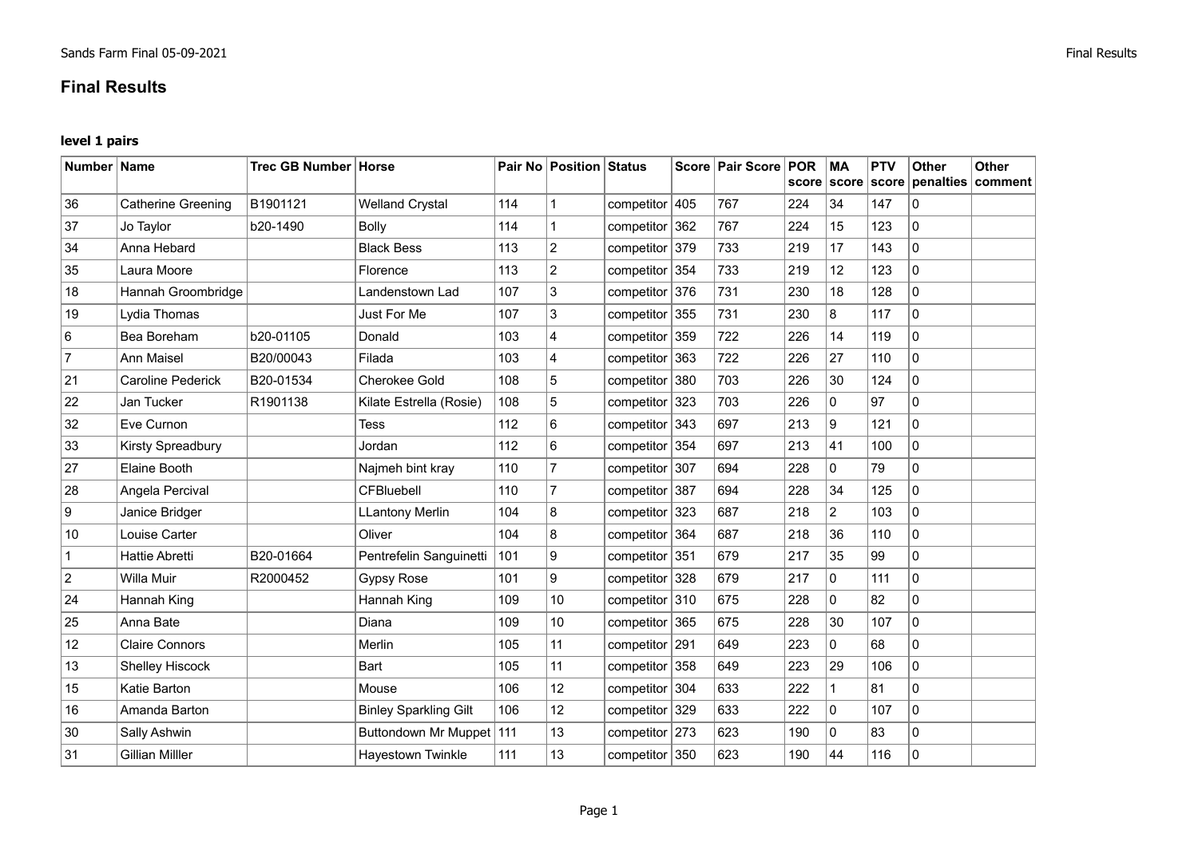# Final Results

### level 1 pairs

| Number | Name | Trec GB Number | Horse | Pair No | Position | Status | Score | Pair Score | POR score | MA score | PTV score | Other penalties | Other comment |
|---|---|---|---|---|---|---|---|---|---|---|---|---|---|
| 36 | Catherine Greening | B1901121 | Welland Crystal | 114 | 1 | competitor | 405 | 767 | 224 | 34 | 147 | 0 | |
| 37 | Jo Taylor | b20-1490 | Bolly | 114 | 1 | competitor | 362 | 767 | 224 | 15 | 123 | 0 | |
| 34 | Anna Hebard | | Black Bess | 113 | 2 | competitor | 379 | 733 | 219 | 17 | 143 | 0 | |
| 35 | Laura Moore | | Florence | 113 | 2 | competitor | 354 | 733 | 219 | 12 | 123 | 0 | |
| 18 | Hannah Groombridge | | Landenstown Lad | 107 | 3 | competitor | 376 | 731 | 230 | 18 | 128 | 0 | |
| 19 | Lydia Thomas | | Just For Me | 107 | 3 | competitor | 355 | 731 | 230 | 8 | 117 | 0 | |
| 6 | Bea Boreham | b20-01105 | Donald | 103 | 4 | competitor | 359 | 722 | 226 | 14 | 119 | 0 | |
| 7 | Ann Maisel | B20/00043 | Filada | 103 | 4 | competitor | 363 | 722 | 226 | 27 | 110 | 0 | |
| 21 | Caroline Pederick | B20-01534 | Cherokee Gold | 108 | 5 | competitor | 380 | 703 | 226 | 30 | 124 | 0 | |
| 22 | Jan Tucker | R1901138 | Kilate Estrella (Rosie) | 108 | 5 | competitor | 323 | 703 | 226 | 0 | 97 | 0 | |
| 32 | Eve Curnon | | Tess | 112 | 6 | competitor | 343 | 697 | 213 | 9 | 121 | 0 | |
| 33 | Kirsty Spreadbury | | Jordan | 112 | 6 | competitor | 354 | 697 | 213 | 41 | 100 | 0 | |
| 27 | Elaine Booth | | Najmeh bint kray | 110 | 7 | competitor | 307 | 694 | 228 | 0 | 79 | 0 | |
| 28 | Angela Percival | | CFBluebell | 110 | 7 | competitor | 387 | 694 | 228 | 34 | 125 | 0 | |
| 9 | Janice Bridger | | LLantony Merlin | 104 | 8 | competitor | 323 | 687 | 218 | 2 | 103 | 0 | |
| 10 | Louise Carter | | Oliver | 104 | 8 | competitor | 364 | 687 | 218 | 36 | 110 | 0 | |
| 1 | Hattie Abretti | B20-01664 | Pentrefelin Sanguinetti | 101 | 9 | competitor | 351 | 679 | 217 | 35 | 99 | 0 | |
| 2 | Willa Muir | R2000452 | Gypsy Rose | 101 | 9 | competitor | 328 | 679 | 217 | 0 | 111 | 0 | |
| 24 | Hannah King | | Hannah King | 109 | 10 | competitor | 310 | 675 | 228 | 0 | 82 | 0 | |
| 25 | Anna Bate | | Diana | 109 | 10 | competitor | 365 | 675 | 228 | 30 | 107 | 0 | |
| 12 | Claire Connors | | Merlin | 105 | 11 | competitor | 291 | 649 | 223 | 0 | 68 | 0 | |
| 13 | Shelley Hiscock | | Bart | 105 | 11 | competitor | 358 | 649 | 223 | 29 | 106 | 0 | |
| 15 | Katie Barton | | Mouse | 106 | 12 | competitor | 304 | 633 | 222 | 1 | 81 | 0 | |
| 16 | Amanda Barton | | Binley Sparkling Gilt | 106 | 12 | competitor | 329 | 633 | 222 | 0 | 107 | 0 | |
| 30 | Sally Ashwin | | Buttondown Mr Muppet | 111 | 13 | competitor | 273 | 623 | 190 | 0 | 83 | 0 | |
| 31 | Gillian Milller | | Hayestown Twinkle | 111 | 13 | competitor | 350 | 623 | 190 | 44 | 116 | 0 | |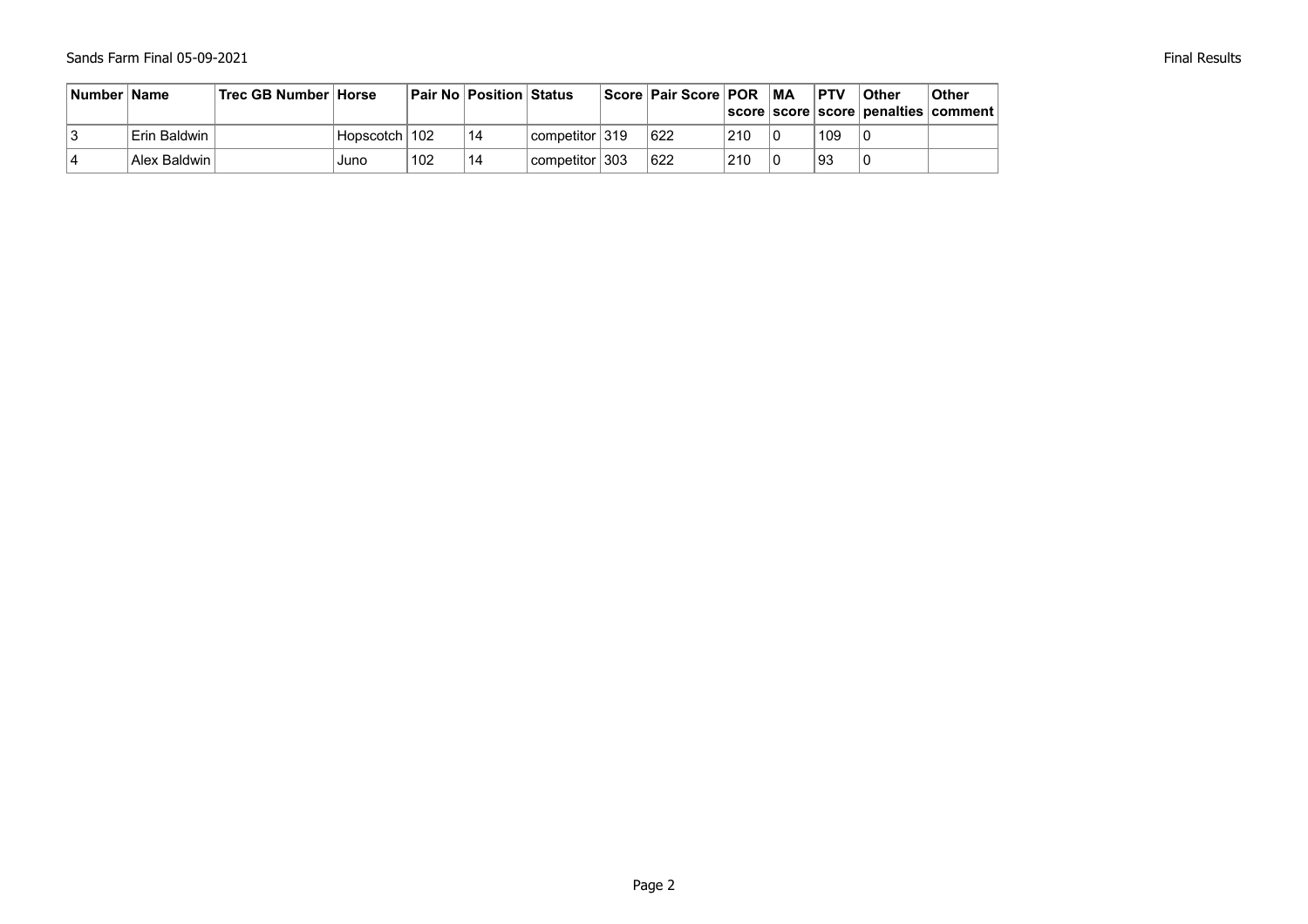| Number | Name | Trec GB Number | Horse | Pair No | Position | Status | Score | Pair Score | POR score | MA score | PTV score | Other penalties | Other comment |
|---|---|---|---|---|---|---|---|---|---|---|---|---|---|
| 3 | Erin Baldwin | | Hopscotch | 102 | 14 | competitor | 319 | 622 | 210 | 0 | 109 | 0 | |
| 4 | Alex Baldwin | | Juno | 102 | 14 | competitor | 303 | 622 | 210 | 0 | 93 | 0 | |